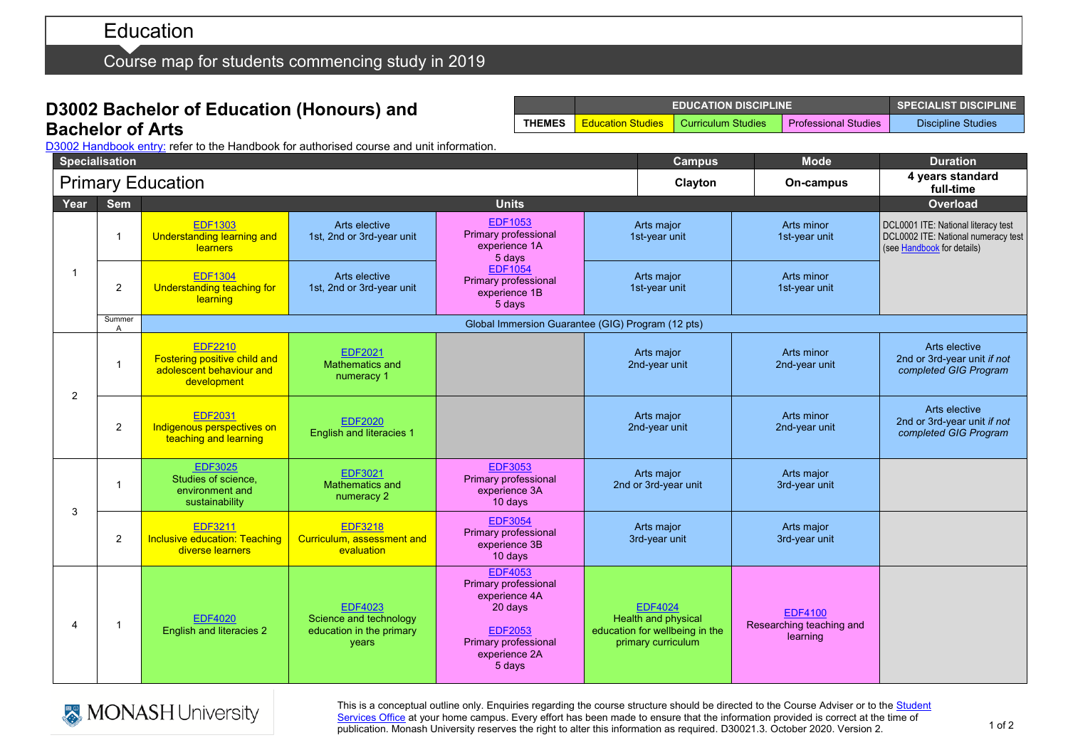# Education

## Course map for students commencing study in 2019

## D3002 Bachelor of Education (Honours) and Bachelor of Arts

D3002 Handbook entry: refer to the Handbook for authorised course and unit information.

| | EDUCATION DISCIPLINE | | | SPECIALIST DISCIPLINE |
|---|---|---|---|---|
| THEMES | Education Studies | Curriculum Studies | Professional Studies | Discipline Studies |

| Specialisation | Campus | Mode | Duration |
|---|---|---|---|
| Primary Education | Clayton | On-campus | 4 years standard full-time |

| Year | Sem | Units | | | | | Overload |
|---|---|---|---|---|---|---|---|
| 1 | 1 | EDF1303 Understanding learning and learners | Arts elective 1st, 2nd or 3rd-year unit | EDF1053 Primary professional experience 1A 5 days | Arts major 1st-year unit | Arts minor 1st-year unit | DCL0001 ITE: National literacy test DCL0002 ITE: National numeracy test (see Handbook for details) |
| | 2 | EDF1304 Understanding teaching for learning | Arts elective 1st, 2nd or 3rd-year unit | EDF1054 Primary professional experience 1B 5 days | Arts major 1st-year unit | Arts minor 1st-year unit | |
| | Summer A | Global Immersion Guarantee (GIG) Program (12 pts) | | | | | |
| 2 | 1 | EDF2210 Fostering positive child and adolescent behaviour and development | EDF2021 Mathematics and numeracy 1 | | Arts major 2nd-year unit | Arts minor 2nd-year unit | Arts elective 2nd or 3rd-year unit *if not completed GIG Program* |
| | 2 | EDF2031 Indigenous perspectives on teaching and learning | EDF2020 English and literacies 1 | | Arts major 2nd-year unit | Arts minor 2nd-year unit | Arts elective 2nd or 3rd-year unit *if not completed GIG Program* |
| 3 | 1 | EDF3025 Studies of science, environment and sustainability | EDF3021 Mathematics and numeracy 2 | EDF3053 Primary professional experience 3A 10 days | Arts major 2nd or 3rd-year unit | Arts major 3rd-year unit | |
| | 2 | EDF3211 Inclusive education: Teaching diverse learners | EDF3218 Curriculum, assessment and evaluation | EDF3054 Primary professional experience 3B 10 days | Arts major 3rd-year unit | Arts major 3rd-year unit | |
| 4 | 1 | EDF4020 English and literacies 2 | EDF4023 Science and technology education in the primary years | EDF4053 Primary professional experience 4A 20 days<br>EDF2053 Primary professional experience 2A 5 days | EDF4024 Health and physical education for wellbeing in the primary curriculum | EDF4100 Researching teaching and learning | |

This is a conceptual outline only. Enquiries regarding the course structure should be directed to the Course Adviser or to the Student Services Office at your home campus. Every effort has been made to ensure that the information provided is correct at the time of publication. Monash University reserves the right to alter this information as required. D30021.3. October 2020. Version 2.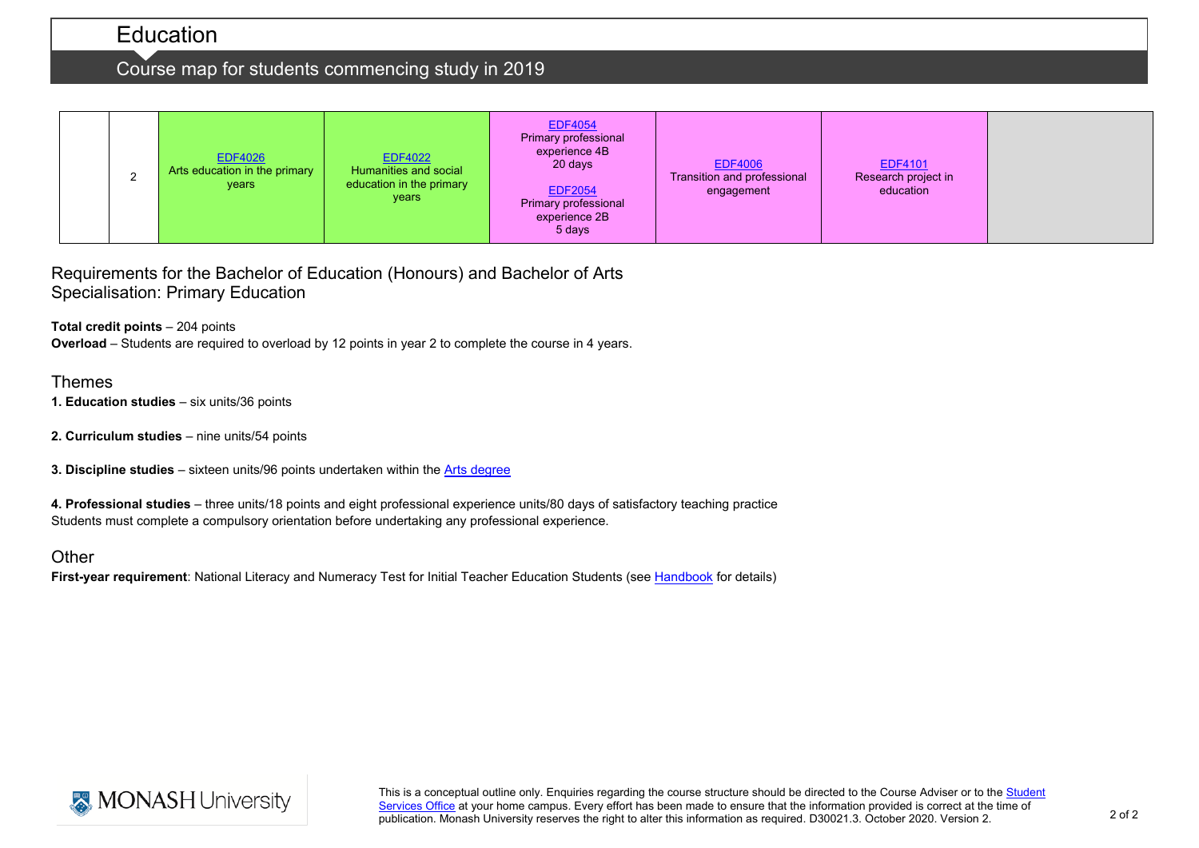# Education

## Course map for students commencing study in 2019

| | | | | | | | |
|---|---|---|---|---|---|---|---|
| | 2 | EDF4026 Arts education in the primary years | EDF4022 Humanities and social education in the primary years | EDF4054 Primary professional experience 4B 20 days<br><br>EDF2054 Primary professional experience 2B 5 days | EDF4006 Transition and professional engagement | EDF4101 Research project in education | |

## Requirements for the Bachelor of Education (Honours) and Bachelor of Arts
## Specialisation: Primary Education

**Total credit points** – 204 points
**Overload** – Students are required to overload by 12 points in year 2 to complete the course in 4 years.

## Themes

**1. Education studies** – six units/36 points

**2. Curriculum studies** – nine units/54 points

**3. Discipline studies** – sixteen units/96 points undertaken within the Arts degree

**4. Professional studies** – three units/18 points and eight professional experience units/80 days of satisfactory teaching practice
Students must complete a compulsory orientation before undertaking any professional experience.

## Other

**First-year requirement**: National Literacy and Numeracy Test for Initial Teacher Education Students (see Handbook for details)

This is a conceptual outline only. Enquiries regarding the course structure should be directed to the Course Adviser or to the Student Services Office at your home campus. Every effort has been made to ensure that the information provided is correct at the time of publication. Monash University reserves the right to alter this information as required. D30021.3. October 2020. Version 2.